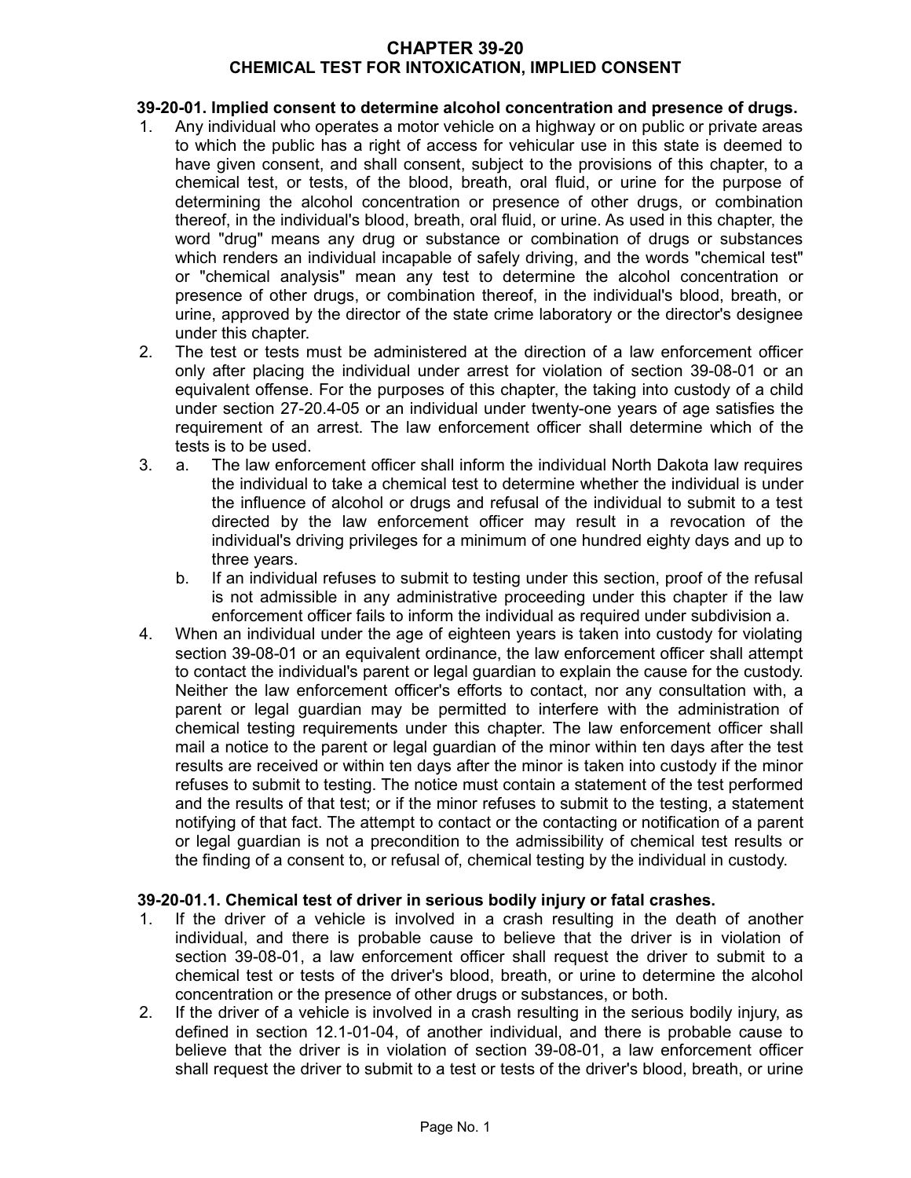# CHAPTER 39-20
## CHEMICAL TEST FOR INTOXICATION, IMPLIED CONSENT

### 39-20-01. Implied consent to determine alcohol concentration and presence of drugs.

1. Any individual who operates a motor vehicle on a highway or on public or private areas to which the public has a right of access for vehicular use in this state is deemed to have given consent, and shall consent, subject to the provisions of this chapter, to a chemical test, or tests, of the blood, breath, oral fluid, or urine for the purpose of determining the alcohol concentration or presence of other drugs, or combination thereof, in the individual's blood, breath, oral fluid, or urine. As used in this chapter, the word "drug" means any drug or substance or combination of drugs or substances which renders an individual incapable of safely driving, and the words "chemical test" or "chemical analysis" mean any test to determine the alcohol concentration or presence of other drugs, or combination thereof, in the individual's blood, breath, or urine, approved by the director of the state crime laboratory or the director's designee under this chapter.
2. The test or tests must be administered at the direction of a law enforcement officer only after placing the individual under arrest for violation of section 39-08-01 or an equivalent offense. For the purposes of this chapter, the taking into custody of a child under section 27-20.4-05 or an individual under twenty-one years of age satisfies the requirement of an arrest. The law enforcement officer shall determine which of the tests is to be used.
3. a. The law enforcement officer shall inform the individual North Dakota law requires the individual to take a chemical test to determine whether the individual is under the influence of alcohol or drugs and refusal of the individual to submit to a test directed by the law enforcement officer may result in a revocation of the individual's driving privileges for a minimum of one hundred eighty days and up to three years.

   b. If an individual refuses to submit to testing under this section, proof of the refusal is not admissible in any administrative proceeding under this chapter if the law enforcement officer fails to inform the individual as required under subdivision a.
4. When an individual under the age of eighteen years is taken into custody for violating section 39-08-01 or an equivalent ordinance, the law enforcement officer shall attempt to contact the individual's parent or legal guardian to explain the cause for the custody. Neither the law enforcement officer's efforts to contact, nor any consultation with, a parent or legal guardian may be permitted to interfere with the administration of chemical testing requirements under this chapter. The law enforcement officer shall mail a notice to the parent or legal guardian of the minor within ten days after the test results are received or within ten days after the minor is taken into custody if the minor refuses to submit to testing. The notice must contain a statement of the test performed and the results of that test; or if the minor refuses to submit to the testing, a statement notifying of that fact. The attempt to contact or the contacting or notification of a parent or legal guardian is not a precondition to the admissibility of chemical test results or the finding of a consent to, or refusal of, chemical testing by the individual in custody.

### 39-20-01.1. Chemical test of driver in serious bodily injury or fatal crashes.

1. If the driver of a vehicle is involved in a crash resulting in the death of another individual, and there is probable cause to believe that the driver is in violation of section 39-08-01, a law enforcement officer shall request the driver to submit to a chemical test or tests of the driver's blood, breath, or urine to determine the alcohol concentration or the presence of other drugs or substances, or both.
2. If the driver of a vehicle is involved in a crash resulting in the serious bodily injury, as defined in section 12.1-01-04, of another individual, and there is probable cause to believe that the driver is in violation of section 39-08-01, a law enforcement officer shall request the driver to submit to a test or tests of the driver's blood, breath, or urine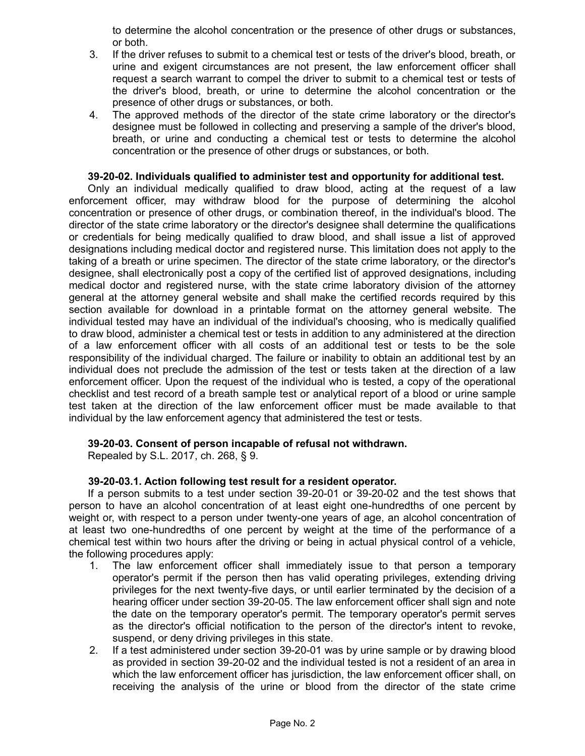to determine the alcohol concentration or the presence of other drugs or substances, or both.

3. If the driver refuses to submit to a chemical test or tests of the driver's blood, breath, or urine and exigent circumstances are not present, the law enforcement officer shall request a search warrant to compel the driver to submit to a chemical test or tests of the driver's blood, breath, or urine to determine the alcohol concentration or the presence of other drugs or substances, or both.
4. The approved methods of the director of the state crime laboratory or the director's designee must be followed in collecting and preserving a sample of the driver's blood, breath, or urine and conducting a chemical test or tests to determine the alcohol concentration or the presence of other drugs or substances, or both.

**39-20-02. Individuals qualified to administer test and opportunity for additional test.**

Only an individual medically qualified to draw blood, acting at the request of a law enforcement officer, may withdraw blood for the purpose of determining the alcohol concentration or presence of other drugs, or combination thereof, in the individual's blood. The director of the state crime laboratory or the director's designee shall determine the qualifications or credentials for being medically qualified to draw blood, and shall issue a list of approved designations including medical doctor and registered nurse. This limitation does not apply to the taking of a breath or urine specimen. The director of the state crime laboratory, or the director's designee, shall electronically post a copy of the certified list of approved designations, including medical doctor and registered nurse, with the state crime laboratory division of the attorney general at the attorney general website and shall make the certified records required by this section available for download in a printable format on the attorney general website. The individual tested may have an individual of the individual's choosing, who is medically qualified to draw blood, administer a chemical test or tests in addition to any administered at the direction of a law enforcement officer with all costs of an additional test or tests to be the sole responsibility of the individual charged. The failure or inability to obtain an additional test by an individual does not preclude the admission of the test or tests taken at the direction of a law enforcement officer. Upon the request of the individual who is tested, a copy of the operational checklist and test record of a breath sample test or analytical report of a blood or urine sample test taken at the direction of the law enforcement officer must be made available to that individual by the law enforcement agency that administered the test or tests.

**39-20-03. Consent of person incapable of refusal not withdrawn.**

Repealed by S.L. 2017, ch. 268, § 9.

**39-20-03.1. Action following test result for a resident operator.**

If a person submits to a test under section 39-20-01 or 39-20-02 and the test shows that person to have an alcohol concentration of at least eight one-hundredths of one percent by weight or, with respect to a person under twenty-one years of age, an alcohol concentration of at least two one-hundredths of one percent by weight at the time of the performance of a chemical test within two hours after the driving or being in actual physical control of a vehicle, the following procedures apply:

1. The law enforcement officer shall immediately issue to that person a temporary operator's permit if the person then has valid operating privileges, extending driving privileges for the next twenty-five days, or until earlier terminated by the decision of a hearing officer under section 39-20-05. The law enforcement officer shall sign and note the date on the temporary operator's permit. The temporary operator's permit serves as the director's official notification to the person of the director's intent to revoke, suspend, or deny driving privileges in this state.
2. If a test administered under section 39-20-01 was by urine sample or by drawing blood as provided in section 39-20-02 and the individual tested is not a resident of an area in which the law enforcement officer has jurisdiction, the law enforcement officer shall, on receiving the analysis of the urine or blood from the director of the state crime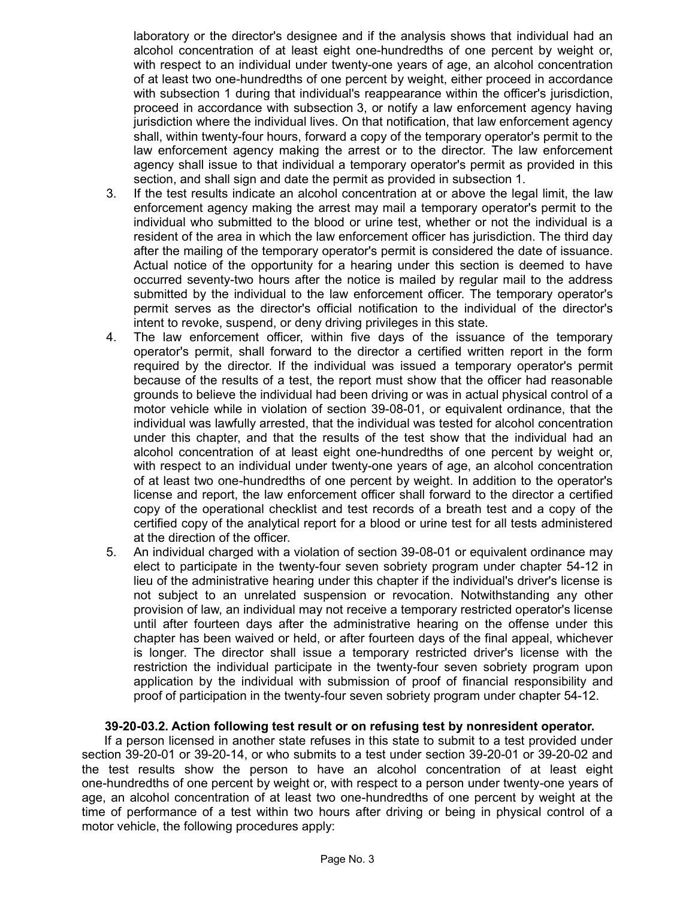laboratory or the director's designee and if the analysis shows that individual had an alcohol concentration of at least eight one-hundredths of one percent by weight or, with respect to an individual under twenty-one years of age, an alcohol concentration of at least two one-hundredths of one percent by weight, either proceed in accordance with subsection 1 during that individual's reappearance within the officer's jurisdiction, proceed in accordance with subsection 3, or notify a law enforcement agency having jurisdiction where the individual lives. On that notification, that law enforcement agency shall, within twenty-four hours, forward a copy of the temporary operator's permit to the law enforcement agency making the arrest or to the director. The law enforcement agency shall issue to that individual a temporary operator's permit as provided in this section, and shall sign and date the permit as provided in subsection 1.

3. If the test results indicate an alcohol concentration at or above the legal limit, the law enforcement agency making the arrest may mail a temporary operator's permit to the individual who submitted to the blood or urine test, whether or not the individual is a resident of the area in which the law enforcement officer has jurisdiction. The third day after the mailing of the temporary operator's permit is considered the date of issuance. Actual notice of the opportunity for a hearing under this section is deemed to have occurred seventy-two hours after the notice is mailed by regular mail to the address submitted by the individual to the law enforcement officer. The temporary operator's permit serves as the director's official notification to the individual of the director's intent to revoke, suspend, or deny driving privileges in this state.
4. The law enforcement officer, within five days of the issuance of the temporary operator's permit, shall forward to the director a certified written report in the form required by the director. If the individual was issued a temporary operator's permit because of the results of a test, the report must show that the officer had reasonable grounds to believe the individual had been driving or was in actual physical control of a motor vehicle while in violation of section 39-08-01, or equivalent ordinance, that the individual was lawfully arrested, that the individual was tested for alcohol concentration under this chapter, and that the results of the test show that the individual had an alcohol concentration of at least eight one-hundredths of one percent by weight or, with respect to an individual under twenty-one years of age, an alcohol concentration of at least two one-hundredths of one percent by weight. In addition to the operator's license and report, the law enforcement officer shall forward to the director a certified copy of the operational checklist and test records of a breath test and a copy of the certified copy of the analytical report for a blood or urine test for all tests administered at the direction of the officer.
5. An individual charged with a violation of section 39-08-01 or equivalent ordinance may elect to participate in the twenty-four seven sobriety program under chapter 54-12 in lieu of the administrative hearing under this chapter if the individual's driver's license is not subject to an unrelated suspension or revocation. Notwithstanding any other provision of law, an individual may not receive a temporary restricted operator's license until after fourteen days after the administrative hearing on the offense under this chapter has been waived or held, or after fourteen days of the final appeal, whichever is longer. The director shall issue a temporary restricted driver's license with the restriction the individual participate in the twenty-four seven sobriety program upon application by the individual with submission of proof of financial responsibility and proof of participation in the twenty-four seven sobriety program under chapter 54-12.

**39-20-03.2. Action following test result or on refusing test by nonresident operator.**

If a person licensed in another state refuses in this state to submit to a test provided under section 39-20-01 or 39-20-14, or who submits to a test under section 39-20-01 or 39-20-02 and the test results show the person to have an alcohol concentration of at least eight one-hundredths of one percent by weight or, with respect to a person under twenty-one years of age, an alcohol concentration of at least two one-hundredths of one percent by weight at the time of performance of a test within two hours after driving or being in physical control of a motor vehicle, the following procedures apply: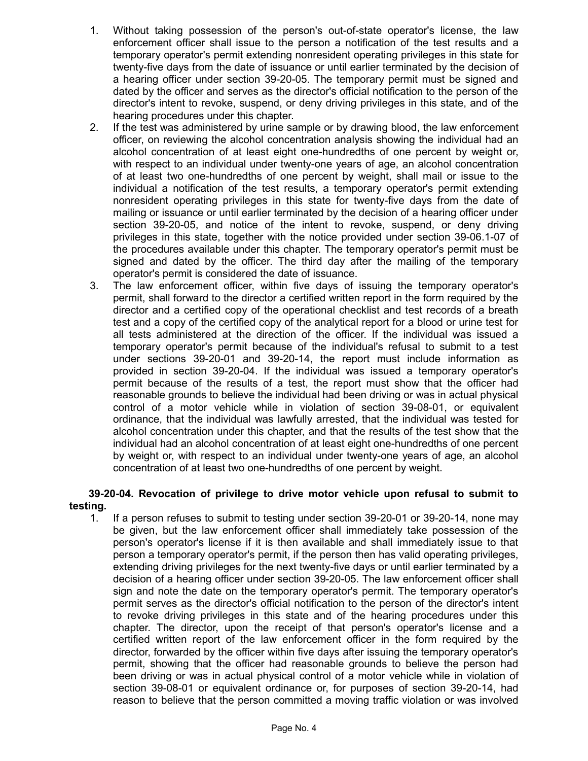1. Without taking possession of the person's out-of-state operator's license, the law enforcement officer shall issue to the person a notification of the test results and a temporary operator's permit extending nonresident operating privileges in this state for twenty-five days from the date of issuance or until earlier terminated by the decision of a hearing officer under section 39-20-05. The temporary permit must be signed and dated by the officer and serves as the director's official notification to the person of the director's intent to revoke, suspend, or deny driving privileges in this state, and of the hearing procedures under this chapter.
2. If the test was administered by urine sample or by drawing blood, the law enforcement officer, on reviewing the alcohol concentration analysis showing the individual had an alcohol concentration of at least eight one-hundredths of one percent by weight or, with respect to an individual under twenty-one years of age, an alcohol concentration of at least two one-hundredths of one percent by weight, shall mail or issue to the individual a notification of the test results, a temporary operator's permit extending nonresident operating privileges in this state for twenty-five days from the date of mailing or issuance or until earlier terminated by the decision of a hearing officer under section 39-20-05, and notice of the intent to revoke, suspend, or deny driving privileges in this state, together with the notice provided under section 39-06.1-07 of the procedures available under this chapter. The temporary operator's permit must be signed and dated by the officer. The third day after the mailing of the temporary operator's permit is considered the date of issuance.
3. The law enforcement officer, within five days of issuing the temporary operator's permit, shall forward to the director a certified written report in the form required by the director and a certified copy of the operational checklist and test records of a breath test and a copy of the certified copy of the analytical report for a blood or urine test for all tests administered at the direction of the officer. If the individual was issued a temporary operator's permit because of the individual's refusal to submit to a test under sections 39-20-01 and 39-20-14, the report must include information as provided in section 39-20-04. If the individual was issued a temporary operator's permit because of the results of a test, the report must show that the officer had reasonable grounds to believe the individual had been driving or was in actual physical control of a motor vehicle while in violation of section 39-08-01, or equivalent ordinance, that the individual was lawfully arrested, that the individual was tested for alcohol concentration under this chapter, and that the results of the test show that the individual had an alcohol concentration of at least eight one-hundredths of one percent by weight or, with respect to an individual under twenty-one years of age, an alcohol concentration of at least two one-hundredths of one percent by weight.

**39-20-04. Revocation of privilege to drive motor vehicle upon refusal to submit to testing.**

1. If a person refuses to submit to testing under section 39-20-01 or 39-20-14, none may be given, but the law enforcement officer shall immediately take possession of the person's operator's license if it is then available and shall immediately issue to that person a temporary operator's permit, if the person then has valid operating privileges, extending driving privileges for the next twenty-five days or until earlier terminated by a decision of a hearing officer under section 39-20-05. The law enforcement officer shall sign and note the date on the temporary operator's permit. The temporary operator's permit serves as the director's official notification to the person of the director's intent to revoke driving privileges in this state and of the hearing procedures under this chapter. The director, upon the receipt of that person's operator's license and a certified written report of the law enforcement officer in the form required by the director, forwarded by the officer within five days after issuing the temporary operator's permit, showing that the officer had reasonable grounds to believe the person had been driving or was in actual physical control of a motor vehicle while in violation of section 39-08-01 or equivalent ordinance or, for purposes of section 39-20-14, had reason to believe that the person committed a moving traffic violation or was involved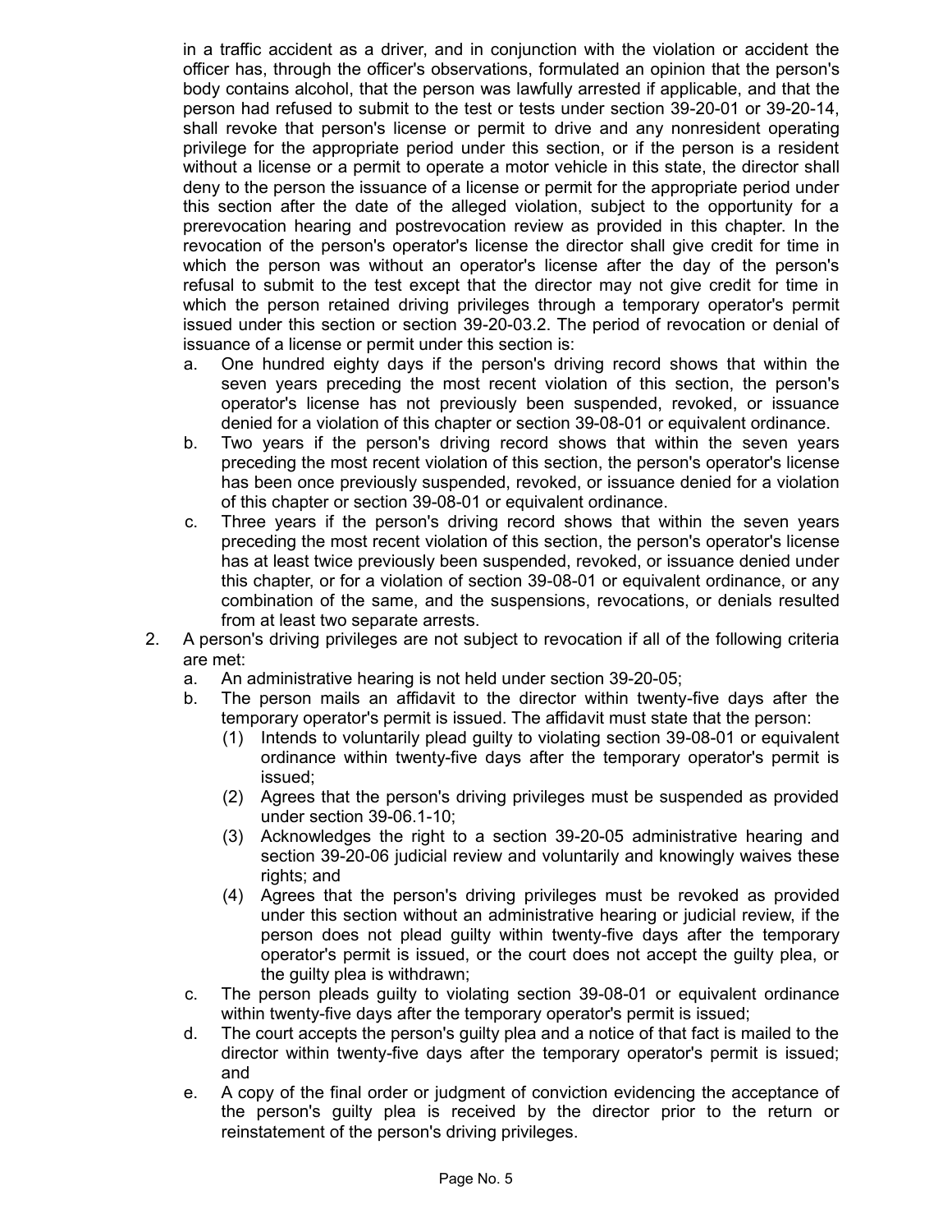in a traffic accident as a driver, and in conjunction with the violation or accident the officer has, through the officer's observations, formulated an opinion that the person's body contains alcohol, that the person was lawfully arrested if applicable, and that the person had refused to submit to the test or tests under section 39-20-01 or 39-20-14, shall revoke that person's license or permit to drive and any nonresident operating privilege for the appropriate period under this section, or if the person is a resident without a license or a permit to operate a motor vehicle in this state, the director shall deny to the person the issuance of a license or permit for the appropriate period under this section after the date of the alleged violation, subject to the opportunity for a prerevocation hearing and postrevocation review as provided in this chapter. In the revocation of the person's operator's license the director shall give credit for time in which the person was without an operator's license after the day of the person's refusal to submit to the test except that the director may not give credit for time in which the person retained driving privileges through a temporary operator's permit issued under this section or section 39-20-03.2. The period of revocation or denial of issuance of a license or permit under this section is:

a. One hundred eighty days if the person's driving record shows that within the seven years preceding the most recent violation of this section, the person's operator's license has not previously been suspended, revoked, or issuance denied for a violation of this chapter or section 39-08-01 or equivalent ordinance.
b. Two years if the person's driving record shows that within the seven years preceding the most recent violation of this section, the person's operator's license has been once previously suspended, revoked, or issuance denied for a violation of this chapter or section 39-08-01 or equivalent ordinance.
c. Three years if the person's driving record shows that within the seven years preceding the most recent violation of this section, the person's operator's license has at least twice previously been suspended, revoked, or issuance denied under this chapter, or for a violation of section 39-08-01 or equivalent ordinance, or any combination of the same, and the suspensions, revocations, or denials resulted from at least two separate arrests.

2. A person's driving privileges are not subject to revocation if all of the following criteria are met:
   a. An administrative hearing is not held under section 39-20-05;
   b. The person mails an affidavit to the director within twenty-five days after the temporary operator's permit is issued. The affidavit must state that the person:
      (1) Intends to voluntarily plead guilty to violating section 39-08-01 or equivalent ordinance within twenty-five days after the temporary operator's permit is issued;
      (2) Agrees that the person's driving privileges must be suspended as provided under section 39-06.1-10;
      (3) Acknowledges the right to a section 39-20-05 administrative hearing and section 39-20-06 judicial review and voluntarily and knowingly waives these rights; and
      (4) Agrees that the person's driving privileges must be revoked as provided under this section without an administrative hearing or judicial review, if the person does not plead guilty within twenty-five days after the temporary operator's permit is issued, or the court does not accept the guilty plea, or the guilty plea is withdrawn;
   c. The person pleads guilty to violating section 39-08-01 or equivalent ordinance within twenty-five days after the temporary operator's permit is issued;
   d. The court accepts the person's guilty plea and a notice of that fact is mailed to the director within twenty-five days after the temporary operator's permit is issued; and
   e. A copy of the final order or judgment of conviction evidencing the acceptance of the person's guilty plea is received by the director prior to the return or reinstatement of the person's driving privileges.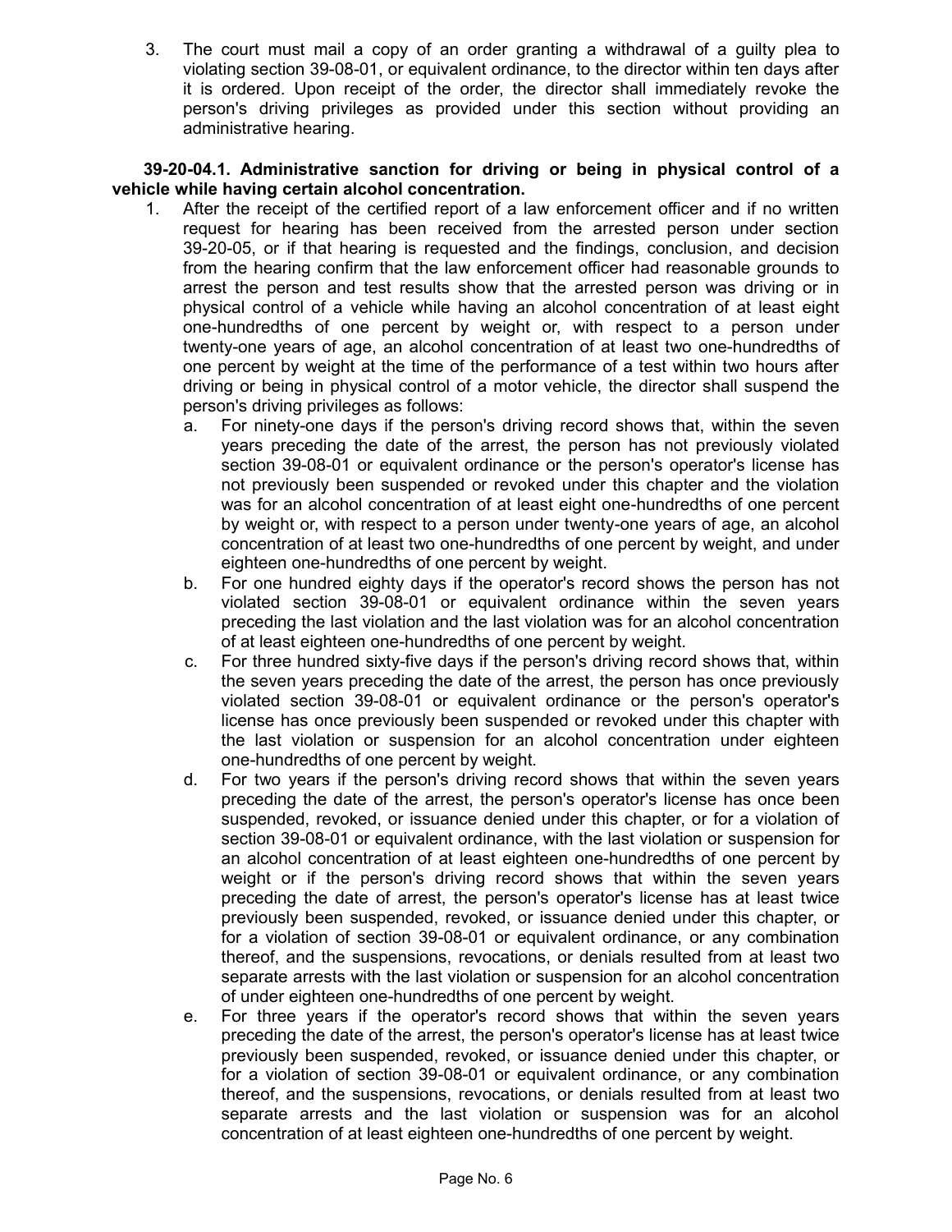3. The court must mail a copy of an order granting a withdrawal of a guilty plea to violating section 39-08-01, or equivalent ordinance, to the director within ten days after it is ordered. Upon receipt of the order, the director shall immediately revoke the person's driving privileges as provided under this section without providing an administrative hearing.

**39-20-04.1. Administrative sanction for driving or being in physical control of a vehicle while having certain alcohol concentration.**

1. After the receipt of the certified report of a law enforcement officer and if no written request for hearing has been received from the arrested person under section 39-20-05, or if that hearing is requested and the findings, conclusion, and decision from the hearing confirm that the law enforcement officer had reasonable grounds to arrest the person and test results show that the arrested person was driving or in physical control of a vehicle while having an alcohol concentration of at least eight one-hundredths of one percent by weight or, with respect to a person under twenty-one years of age, an alcohol concentration of at least two one-hundredths of one percent by weight at the time of the performance of a test within two hours after driving or being in physical control of a motor vehicle, the director shall suspend the person's driving privileges as follows:
   a. For ninety-one days if the person's driving record shows that, within the seven years preceding the date of the arrest, the person has not previously violated section 39-08-01 or equivalent ordinance or the person's operator's license has not previously been suspended or revoked under this chapter and the violation was for an alcohol concentration of at least eight one-hundredths of one percent by weight or, with respect to a person under twenty-one years of age, an alcohol concentration of at least two one-hundredths of one percent by weight, and under eighteen one-hundredths of one percent by weight.
   b. For one hundred eighty days if the operator's record shows the person has not violated section 39-08-01 or equivalent ordinance within the seven years preceding the last violation and the last violation was for an alcohol concentration of at least eighteen one-hundredths of one percent by weight.
   c. For three hundred sixty-five days if the person's driving record shows that, within the seven years preceding the date of the arrest, the person has once previously violated section 39-08-01 or equivalent ordinance or the person's operator's license has once previously been suspended or revoked under this chapter with the last violation or suspension for an alcohol concentration under eighteen one-hundredths of one percent by weight.
   d. For two years if the person's driving record shows that within the seven years preceding the date of the arrest, the person's operator's license has once been suspended, revoked, or issuance denied under this chapter, or for a violation of section 39-08-01 or equivalent ordinance, with the last violation or suspension for an alcohol concentration of at least eighteen one-hundredths of one percent by weight or if the person's driving record shows that within the seven years preceding the date of arrest, the person's operator's license has at least twice previously been suspended, revoked, or issuance denied under this chapter, or for a violation of section 39-08-01 or equivalent ordinance, or any combination thereof, and the suspensions, revocations, or denials resulted from at least two separate arrests with the last violation or suspension for an alcohol concentration of under eighteen one-hundredths of one percent by weight.
   e. For three years if the operator's record shows that within the seven years preceding the date of the arrest, the person's operator's license has at least twice previously been suspended, revoked, or issuance denied under this chapter, or for a violation of section 39-08-01 or equivalent ordinance, or any combination thereof, and the suspensions, revocations, or denials resulted from at least two separate arrests and the last violation or suspension was for an alcohol concentration of at least eighteen one-hundredths of one percent by weight.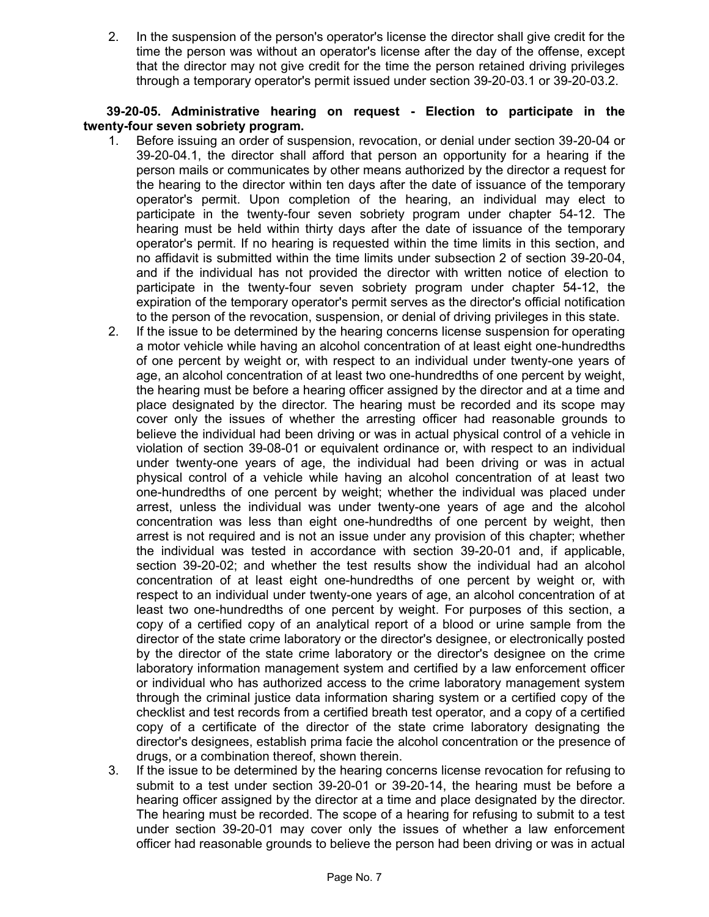2. In the suspension of the person's operator's license the director shall give credit for the time the person was without an operator's license after the day of the offense, except that the director may not give credit for the time the person retained driving privileges through a temporary operator's permit issued under section 39-20-03.1 or 39-20-03.2.

**39-20-05. Administrative hearing on request - Election to participate in the twenty-four seven sobriety program.**

1. Before issuing an order of suspension, revocation, or denial under section 39-20-04 or 39-20-04.1, the director shall afford that person an opportunity for a hearing if the person mails or communicates by other means authorized by the director a request for the hearing to the director within ten days after the date of issuance of the temporary operator's permit. Upon completion of the hearing, an individual may elect to participate in the twenty-four seven sobriety program under chapter 54-12. The hearing must be held within thirty days after the date of issuance of the temporary operator's permit. If no hearing is requested within the time limits in this section, and no affidavit is submitted within the time limits under subsection 2 of section 39-20-04, and if the individual has not provided the director with written notice of election to participate in the twenty-four seven sobriety program under chapter 54-12, the expiration of the temporary operator's permit serves as the director's official notification to the person of the revocation, suspension, or denial of driving privileges in this state.
2. If the issue to be determined by the hearing concerns license suspension for operating a motor vehicle while having an alcohol concentration of at least eight one-hundredths of one percent by weight or, with respect to an individual under twenty-one years of age, an alcohol concentration of at least two one-hundredths of one percent by weight, the hearing must be before a hearing officer assigned by the director and at a time and place designated by the director. The hearing must be recorded and its scope may cover only the issues of whether the arresting officer had reasonable grounds to believe the individual had been driving or was in actual physical control of a vehicle in violation of section 39-08-01 or equivalent ordinance or, with respect to an individual under twenty-one years of age, the individual had been driving or was in actual physical control of a vehicle while having an alcohol concentration of at least two one-hundredths of one percent by weight; whether the individual was placed under arrest, unless the individual was under twenty-one years of age and the alcohol concentration was less than eight one-hundredths of one percent by weight, then arrest is not required and is not an issue under any provision of this chapter; whether the individual was tested in accordance with section 39-20-01 and, if applicable, section 39-20-02; and whether the test results show the individual had an alcohol concentration of at least eight one-hundredths of one percent by weight or, with respect to an individual under twenty-one years of age, an alcohol concentration of at least two one-hundredths of one percent by weight. For purposes of this section, a copy of a certified copy of an analytical report of a blood or urine sample from the director of the state crime laboratory or the director's designee, or electronically posted by the director of the state crime laboratory or the director's designee on the crime laboratory information management system and certified by a law enforcement officer or individual who has authorized access to the crime laboratory management system through the criminal justice data information sharing system or a certified copy of the checklist and test records from a certified breath test operator, and a copy of a certified copy of a certificate of the director of the state crime laboratory designating the director's designees, establish prima facie the alcohol concentration or the presence of drugs, or a combination thereof, shown therein.
3. If the issue to be determined by the hearing concerns license revocation for refusing to submit to a test under section 39-20-01 or 39-20-14, the hearing must be before a hearing officer assigned by the director at a time and place designated by the director. The hearing must be recorded. The scope of a hearing for refusing to submit to a test under section 39-20-01 may cover only the issues of whether a law enforcement officer had reasonable grounds to believe the person had been driving or was in actual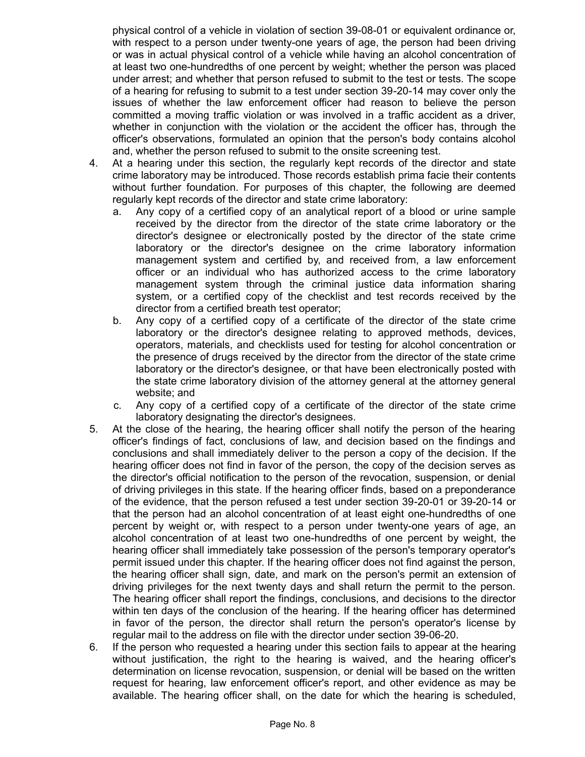physical control of a vehicle in violation of section 39-08-01 or equivalent ordinance or, with respect to a person under twenty-one years of age, the person had been driving or was in actual physical control of a vehicle while having an alcohol concentration of at least two one-hundredths of one percent by weight; whether the person was placed under arrest; and whether that person refused to submit to the test or tests. The scope of a hearing for refusing to submit to a test under section 39-20-14 may cover only the issues of whether the law enforcement officer had reason to believe the person committed a moving traffic violation or was involved in a traffic accident as a driver, whether in conjunction with the violation or the accident the officer has, through the officer's observations, formulated an opinion that the person's body contains alcohol and, whether the person refused to submit to the onsite screening test.

4. At a hearing under this section, the regularly kept records of the director and state crime laboratory may be introduced. Those records establish prima facie their contents without further foundation. For purposes of this chapter, the following are deemed regularly kept records of the director and state crime laboratory:
   a. Any copy of a certified copy of an analytical report of a blood or urine sample received by the director from the director of the state crime laboratory or the director's designee or electronically posted by the director of the state crime laboratory or the director's designee on the crime laboratory information management system and certified by, and received from, a law enforcement officer or an individual who has authorized access to the crime laboratory management system through the criminal justice data information sharing system, or a certified copy of the checklist and test records received by the director from a certified breath test operator;
   b. Any copy of a certified copy of a certificate of the director of the state crime laboratory or the director's designee relating to approved methods, devices, operators, materials, and checklists used for testing for alcohol concentration or the presence of drugs received by the director from the director of the state crime laboratory or the director's designee, or that have been electronically posted with the state crime laboratory division of the attorney general at the attorney general website; and
   c. Any copy of a certified copy of a certificate of the director of the state crime laboratory designating the director's designees.

5. At the close of the hearing, the hearing officer shall notify the person of the hearing officer's findings of fact, conclusions of law, and decision based on the findings and conclusions and shall immediately deliver to the person a copy of the decision. If the hearing officer does not find in favor of the person, the copy of the decision serves as the director's official notification to the person of the revocation, suspension, or denial of driving privileges in this state. If the hearing officer finds, based on a preponderance of the evidence, that the person refused a test under section 39-20-01 or 39-20-14 or that the person had an alcohol concentration of at least eight one-hundredths of one percent by weight or, with respect to a person under twenty-one years of age, an alcohol concentration of at least two one-hundredths of one percent by weight, the hearing officer shall immediately take possession of the person's temporary operator's permit issued under this chapter. If the hearing officer does not find against the person, the hearing officer shall sign, date, and mark on the person's permit an extension of driving privileges for the next twenty days and shall return the permit to the person. The hearing officer shall report the findings, conclusions, and decisions to the director within ten days of the conclusion of the hearing. If the hearing officer has determined in favor of the person, the director shall return the person's operator's license by regular mail to the address on file with the director under section 39-06-20.

6. If the person who requested a hearing under this section fails to appear at the hearing without justification, the right to the hearing is waived, and the hearing officer's determination on license revocation, suspension, or denial will be based on the written request for hearing, law enforcement officer's report, and other evidence as may be available. The hearing officer shall, on the date for which the hearing is scheduled,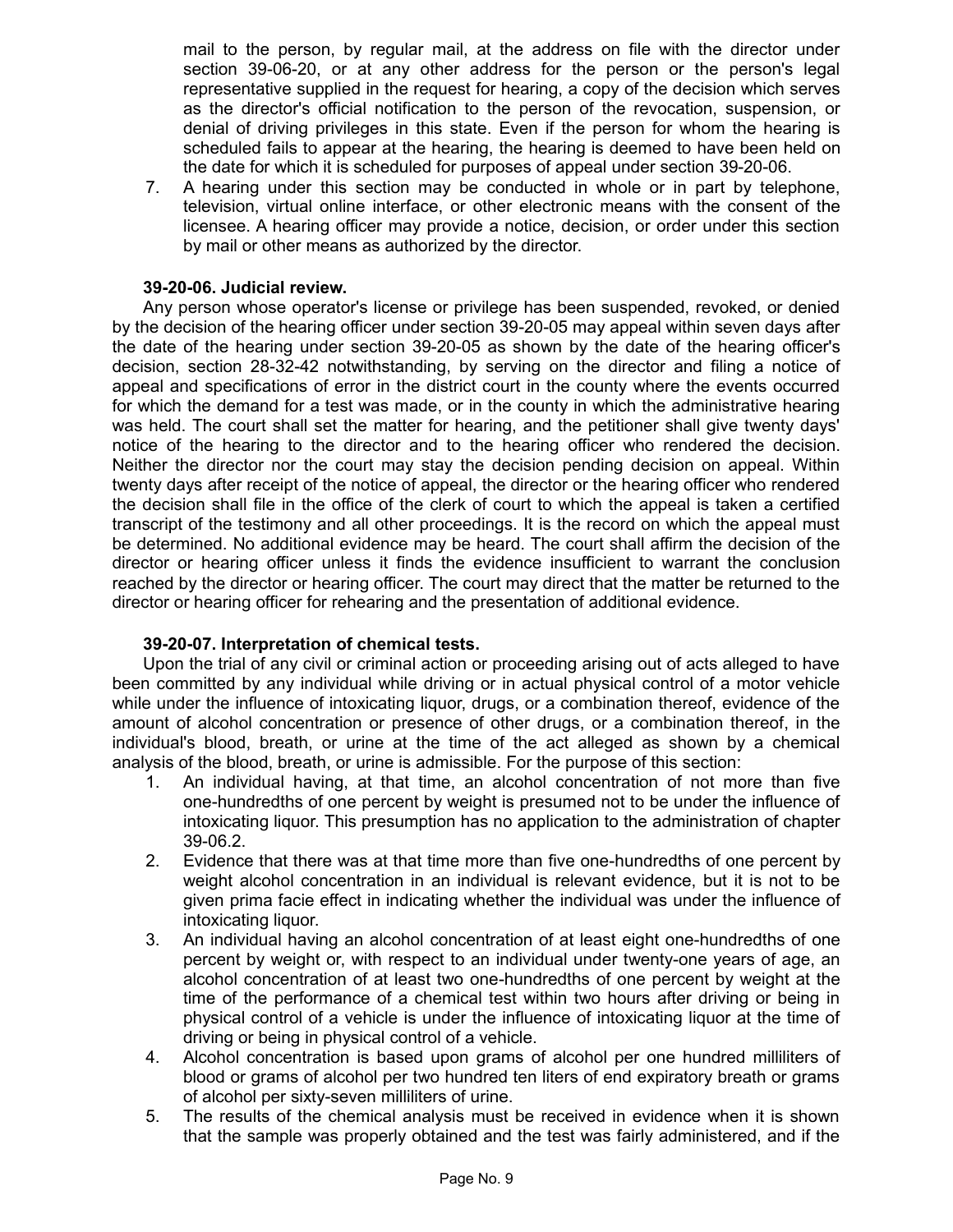mail to the person, by regular mail, at the address on file with the director under section 39-06-20, or at any other address for the person or the person's legal representative supplied in the request for hearing, a copy of the decision which serves as the director's official notification to the person of the revocation, suspension, or denial of driving privileges in this state. Even if the person for whom the hearing is scheduled fails to appear at the hearing, the hearing is deemed to have been held on the date for which it is scheduled for purposes of appeal under section 39-20-06.

7. A hearing under this section may be conducted in whole or in part by telephone, television, virtual online interface, or other electronic means with the consent of the licensee. A hearing officer may provide a notice, decision, or order under this section by mail or other means as authorized by the director.

**39-20-06. Judicial review.**

Any person whose operator's license or privilege has been suspended, revoked, or denied by the decision of the hearing officer under section 39-20-05 may appeal within seven days after the date of the hearing under section 39-20-05 as shown by the date of the hearing officer's decision, section 28-32-42 notwithstanding, by serving on the director and filing a notice of appeal and specifications of error in the district court in the county where the events occurred for which the demand for a test was made, or in the county in which the administrative hearing was held. The court shall set the matter for hearing, and the petitioner shall give twenty days' notice of the hearing to the director and to the hearing officer who rendered the decision. Neither the director nor the court may stay the decision pending decision on appeal. Within twenty days after receipt of the notice of appeal, the director or the hearing officer who rendered the decision shall file in the office of the clerk of court to which the appeal is taken a certified transcript of the testimony and all other proceedings. It is the record on which the appeal must be determined. No additional evidence may be heard. The court shall affirm the decision of the director or hearing officer unless it finds the evidence insufficient to warrant the conclusion reached by the director or hearing officer. The court may direct that the matter be returned to the director or hearing officer for rehearing and the presentation of additional evidence.

**39-20-07. Interpretation of chemical tests.**

Upon the trial of any civil or criminal action or proceeding arising out of acts alleged to have been committed by any individual while driving or in actual physical control of a motor vehicle while under the influence of intoxicating liquor, drugs, or a combination thereof, evidence of the amount of alcohol concentration or presence of other drugs, or a combination thereof, in the individual's blood, breath, or urine at the time of the act alleged as shown by a chemical analysis of the blood, breath, or urine is admissible. For the purpose of this section:

1. An individual having, at that time, an alcohol concentration of not more than five one-hundredths of one percent by weight is presumed not to be under the influence of intoxicating liquor. This presumption has no application to the administration of chapter 39-06.2.
2. Evidence that there was at that time more than five one-hundredths of one percent by weight alcohol concentration in an individual is relevant evidence, but it is not to be given prima facie effect in indicating whether the individual was under the influence of intoxicating liquor.
3. An individual having an alcohol concentration of at least eight one-hundredths of one percent by weight or, with respect to an individual under twenty-one years of age, an alcohol concentration of at least two one-hundredths of one percent by weight at the time of the performance of a chemical test within two hours after driving or being in physical control of a vehicle is under the influence of intoxicating liquor at the time of driving or being in physical control of a vehicle.
4. Alcohol concentration is based upon grams of alcohol per one hundred milliliters of blood or grams of alcohol per two hundred ten liters of end expiratory breath or grams of alcohol per sixty-seven milliliters of urine.
5. The results of the chemical analysis must be received in evidence when it is shown that the sample was properly obtained and the test was fairly administered, and if the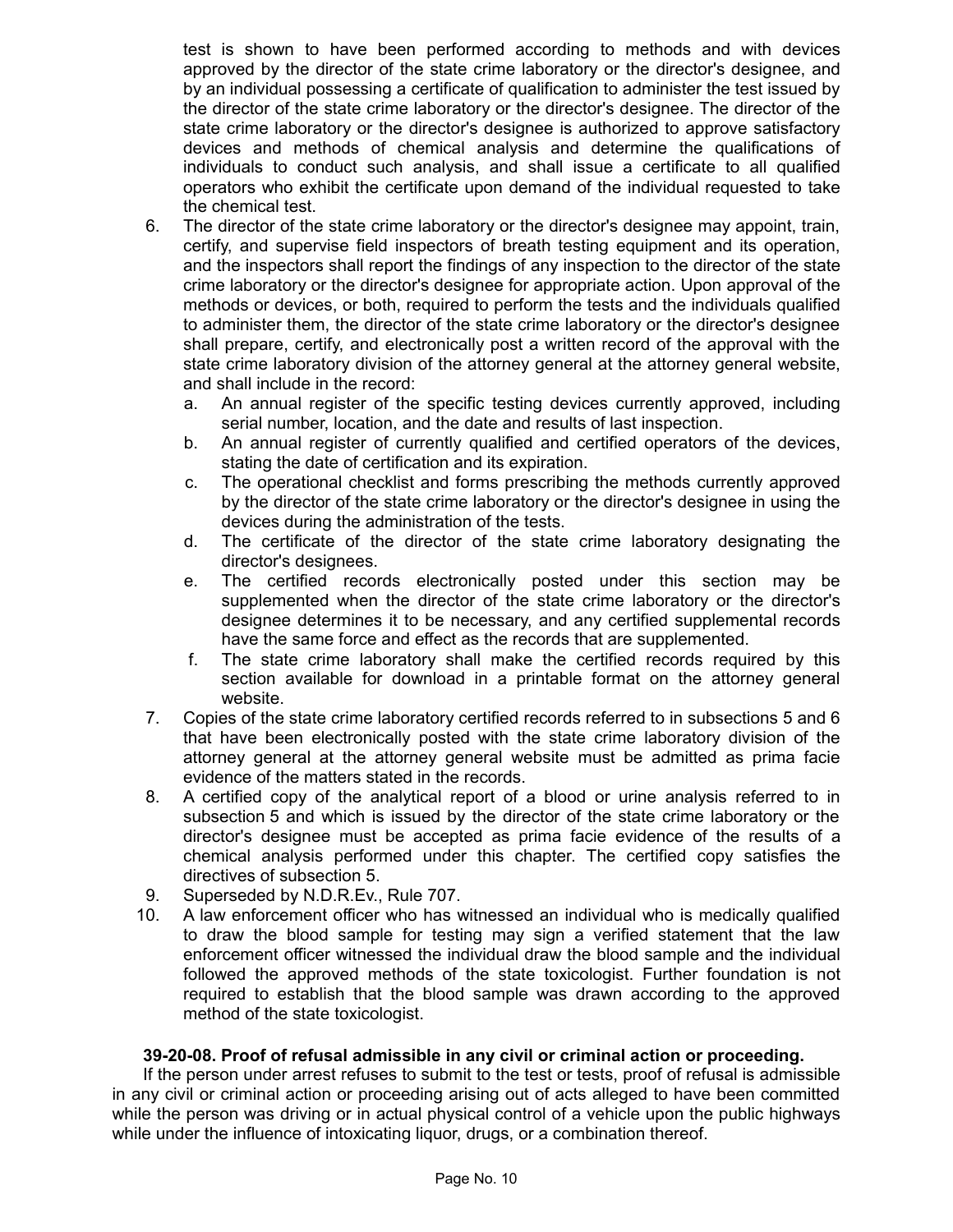test is shown to have been performed according to methods and with devices approved by the director of the state crime laboratory or the director's designee, and by an individual possessing a certificate of qualification to administer the test issued by the director of the state crime laboratory or the director's designee. The director of the state crime laboratory or the director's designee is authorized to approve satisfactory devices and methods of chemical analysis and determine the qualifications of individuals to conduct such analysis, and shall issue a certificate to all qualified operators who exhibit the certificate upon demand of the individual requested to take the chemical test.

6. The director of the state crime laboratory or the director's designee may appoint, train, certify, and supervise field inspectors of breath testing equipment and its operation, and the inspectors shall report the findings of any inspection to the director of the state crime laboratory or the director's designee for appropriate action. Upon approval of the methods or devices, or both, required to perform the tests and the individuals qualified to administer them, the director of the state crime laboratory or the director's designee shall prepare, certify, and electronically post a written record of the approval with the state crime laboratory division of the attorney general at the attorney general website, and shall include in the record:
   a. An annual register of the specific testing devices currently approved, including serial number, location, and the date and results of last inspection.
   b. An annual register of currently qualified and certified operators of the devices, stating the date of certification and its expiration.
   c. The operational checklist and forms prescribing the methods currently approved by the director of the state crime laboratory or the director's designee in using the devices during the administration of the tests.
   d. The certificate of the director of the state crime laboratory designating the director's designees.
   e. The certified records electronically posted under this section may be supplemented when the director of the state crime laboratory or the director's designee determines it to be necessary, and any certified supplemental records have the same force and effect as the records that are supplemented.
   f. The state crime laboratory shall make the certified records required by this section available for download in a printable format on the attorney general website.
7. Copies of the state crime laboratory certified records referred to in subsections 5 and 6 that have been electronically posted with the state crime laboratory division of the attorney general at the attorney general website must be admitted as prima facie evidence of the matters stated in the records.
8. A certified copy of the analytical report of a blood or urine analysis referred to in subsection 5 and which is issued by the director of the state crime laboratory or the director's designee must be accepted as prima facie evidence of the results of a chemical analysis performed under this chapter. The certified copy satisfies the directives of subsection 5.
9. Superseded by N.D.R.Ev., Rule 707.
10. A law enforcement officer who has witnessed an individual who is medically qualified to draw the blood sample for testing may sign a verified statement that the law enforcement officer witnessed the individual draw the blood sample and the individual followed the approved methods of the state toxicologist. Further foundation is not required to establish that the blood sample was drawn according to the approved method of the state toxicologist.

**39-20-08. Proof of refusal admissible in any civil or criminal action or proceeding.**

If the person under arrest refuses to submit to the test or tests, proof of refusal is admissible in any civil or criminal action or proceeding arising out of acts alleged to have been committed while the person was driving or in actual physical control of a vehicle upon the public highways while under the influence of intoxicating liquor, drugs, or a combination thereof.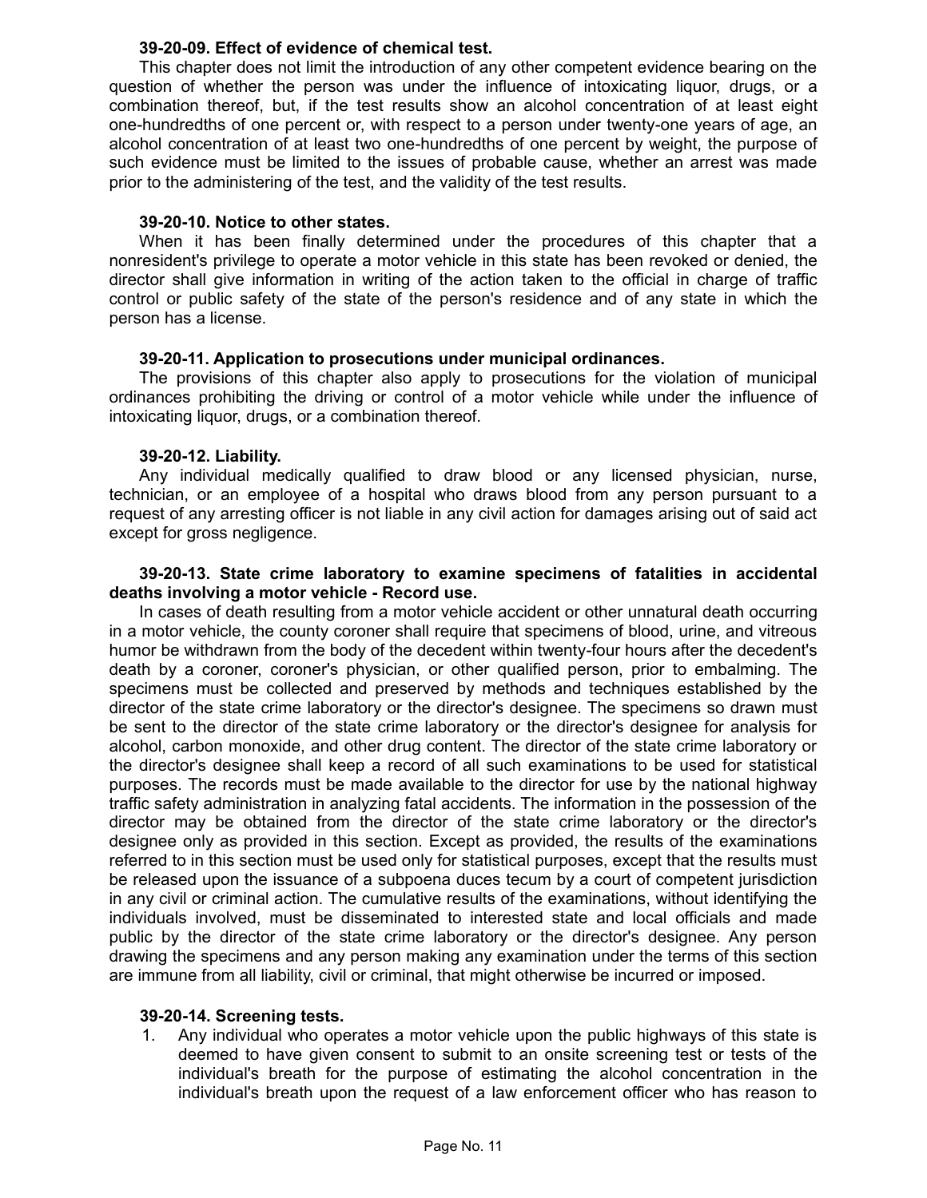**39-20-09. Effect of evidence of chemical test.**

This chapter does not limit the introduction of any other competent evidence bearing on the question of whether the person was under the influence of intoxicating liquor, drugs, or a combination thereof, but, if the test results show an alcohol concentration of at least eight one-hundredths of one percent or, with respect to a person under twenty-one years of age, an alcohol concentration of at least two one-hundredths of one percent by weight, the purpose of such evidence must be limited to the issues of probable cause, whether an arrest was made prior to the administering of the test, and the validity of the test results.

**39-20-10. Notice to other states.**

When it has been finally determined under the procedures of this chapter that a nonresident's privilege to operate a motor vehicle in this state has been revoked or denied, the director shall give information in writing of the action taken to the official in charge of traffic control or public safety of the state of the person's residence and of any state in which the person has a license.

**39-20-11. Application to prosecutions under municipal ordinances.**

The provisions of this chapter also apply to prosecutions for the violation of municipal ordinances prohibiting the driving or control of a motor vehicle while under the influence of intoxicating liquor, drugs, or a combination thereof.

**39-20-12. Liability.**

Any individual medically qualified to draw blood or any licensed physician, nurse, technician, or an employee of a hospital who draws blood from any person pursuant to a request of any arresting officer is not liable in any civil action for damages arising out of said act except for gross negligence.

**39-20-13. State crime laboratory to examine specimens of fatalities in accidental deaths involving a motor vehicle - Record use.**

In cases of death resulting from a motor vehicle accident or other unnatural death occurring in a motor vehicle, the county coroner shall require that specimens of blood, urine, and vitreous humor be withdrawn from the body of the decedent within twenty-four hours after the decedent's death by a coroner, coroner's physician, or other qualified person, prior to embalming. The specimens must be collected and preserved by methods and techniques established by the director of the state crime laboratory or the director's designee. The specimens so drawn must be sent to the director of the state crime laboratory or the director's designee for analysis for alcohol, carbon monoxide, and other drug content. The director of the state crime laboratory or the director's designee shall keep a record of all such examinations to be used for statistical purposes. The records must be made available to the director for use by the national highway traffic safety administration in analyzing fatal accidents. The information in the possession of the director may be obtained from the director of the state crime laboratory or the director's designee only as provided in this section. Except as provided, the results of the examinations referred to in this section must be used only for statistical purposes, except that the results must be released upon the issuance of a subpoena duces tecum by a court of competent jurisdiction in any civil or criminal action. The cumulative results of the examinations, without identifying the individuals involved, must be disseminated to interested state and local officials and made public by the director of the state crime laboratory or the director's designee. Any person drawing the specimens and any person making any examination under the terms of this section are immune from all liability, civil or criminal, that might otherwise be incurred or imposed.

**39-20-14. Screening tests.**

1. Any individual who operates a motor vehicle upon the public highways of this state is deemed to have given consent to submit to an onsite screening test or tests of the individual's breath for the purpose of estimating the alcohol concentration in the individual's breath upon the request of a law enforcement officer who has reason to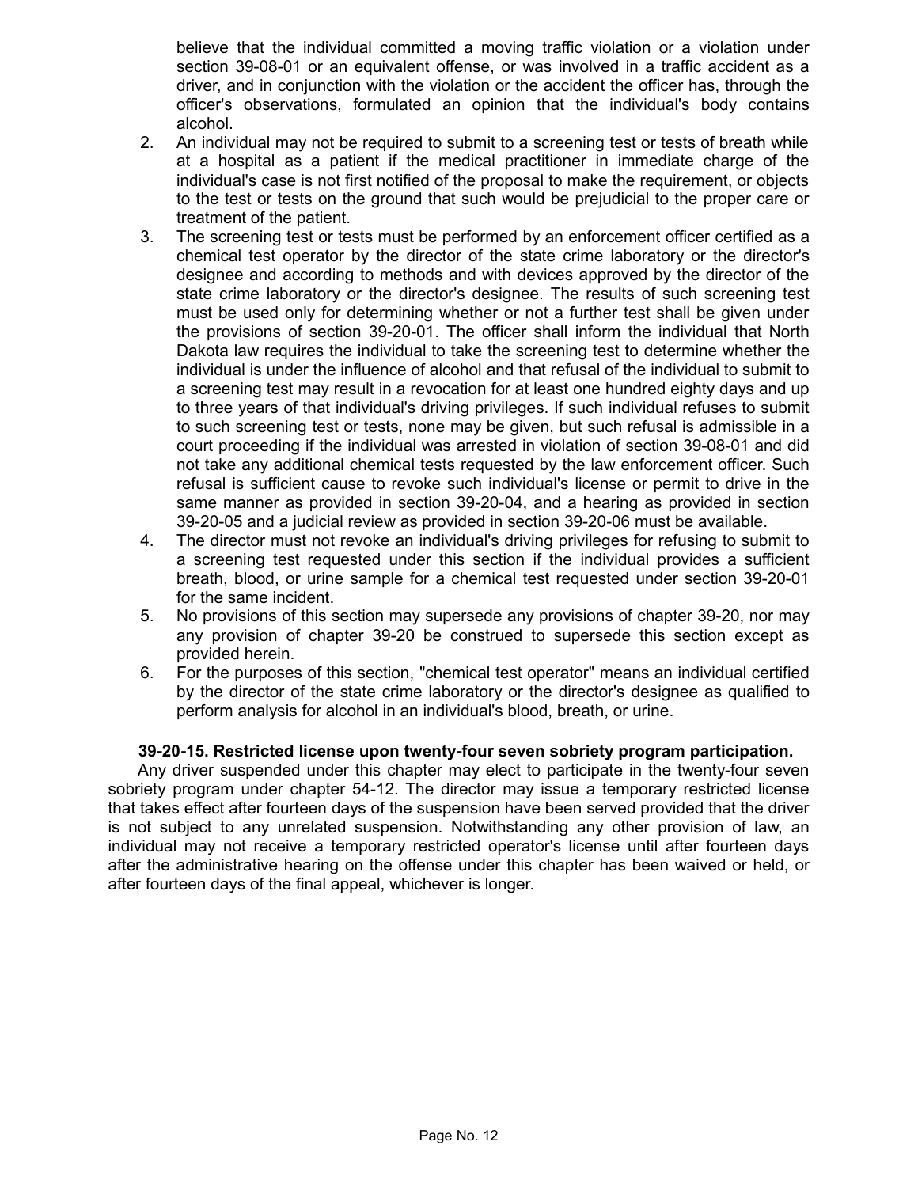believe that the individual committed a moving traffic violation or a violation under section 39-08-01 or an equivalent offense, or was involved in a traffic accident as a driver, and in conjunction with the violation or the accident the officer has, through the officer's observations, formulated an opinion that the individual's body contains alcohol.

2. An individual may not be required to submit to a screening test or tests of breath while at a hospital as a patient if the medical practitioner in immediate charge of the individual's case is not first notified of the proposal to make the requirement, or objects to the test or tests on the ground that such would be prejudicial to the proper care or treatment of the patient.
3. The screening test or tests must be performed by an enforcement officer certified as a chemical test operator by the director of the state crime laboratory or the director's designee and according to methods and with devices approved by the director of the state crime laboratory or the director's designee. The results of such screening test must be used only for determining whether or not a further test shall be given under the provisions of section 39-20-01. The officer shall inform the individual that North Dakota law requires the individual to take the screening test to determine whether the individual is under the influence of alcohol and that refusal of the individual to submit to a screening test may result in a revocation for at least one hundred eighty days and up to three years of that individual's driving privileges. If such individual refuses to submit to such screening test or tests, none may be given, but such refusal is admissible in a court proceeding if the individual was arrested in violation of section 39-08-01 and did not take any additional chemical tests requested by the law enforcement officer. Such refusal is sufficient cause to revoke such individual's license or permit to drive in the same manner as provided in section 39-20-04, and a hearing as provided in section 39-20-05 and a judicial review as provided in section 39-20-06 must be available.
4. The director must not revoke an individual's driving privileges for refusing to submit to a screening test requested under this section if the individual provides a sufficient breath, blood, or urine sample for a chemical test requested under section 39-20-01 for the same incident.
5. No provisions of this section may supersede any provisions of chapter 39-20, nor may any provision of chapter 39-20 be construed to supersede this section except as provided herein.
6. For the purposes of this section, "chemical test operator" means an individual certified by the director of the state crime laboratory or the director's designee as qualified to perform analysis for alcohol in an individual's blood, breath, or urine.

**39-20-15. Restricted license upon twenty-four seven sobriety program participation.**

Any driver suspended under this chapter may elect to participate in the twenty-four seven sobriety program under chapter 54-12. The director may issue a temporary restricted license that takes effect after fourteen days of the suspension have been served provided that the driver is not subject to any unrelated suspension. Notwithstanding any other provision of law, an individual may not receive a temporary restricted operator's license until after fourteen days after the administrative hearing on the offense under this chapter has been waived or held, or after fourteen days of the final appeal, whichever is longer.